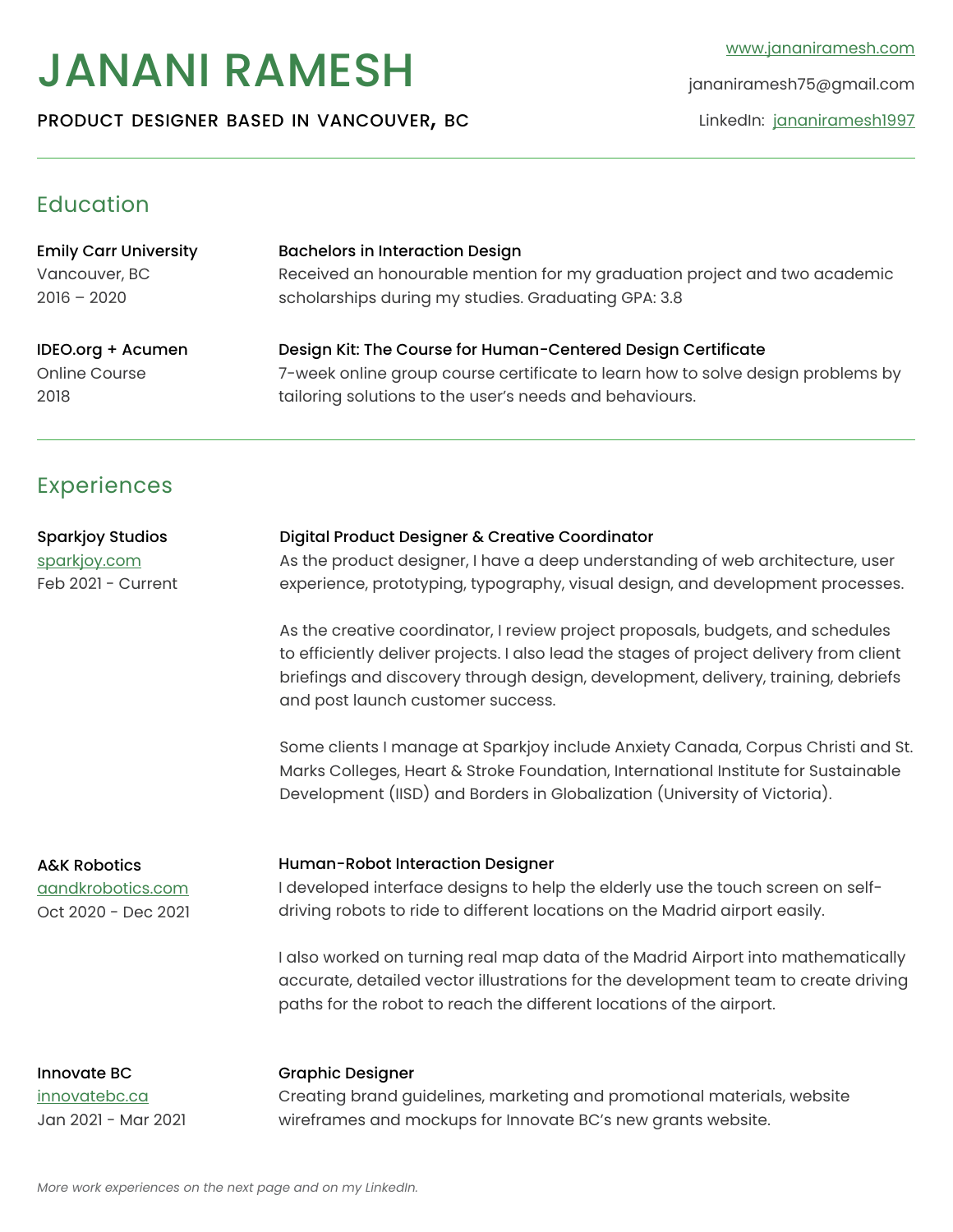# JANANI RAMESH

PRODUCT DESIGNER BASED IN VANCOUVER, BC

[www.jananiramesh.com](http://www.jananiramesh.com)

jananiramesh75@gmail.com

LinkedIn: jananiramesh1997

---

## Education

**Emily Carr University**
Vancouver, BC
2016 – 2020

**Bachelors in Interaction Design**
Received an honourable mention for my graduation project and two academic scholarships during my studies. Graduating GPA: 3.8

**IDEO.org + Acumen**
Online Course
2018

**Design Kit: The Course for Human-Centered Design Certificate**
7-week online group course certificate to learn how to solve design problems by tailoring solutions to the user's needs and behaviours.

---

## Experiences

**Sparkjoy Studios**
sparkjoy.com
Feb 2021 - Current

**Digital Product Designer & Creative Coordinator**
As the product designer, I have a deep understanding of web architecture, user experience, prototyping, typography, visual design, and development processes.

As the creative coordinator, I review project proposals, budgets, and schedules to efficiently deliver projects. I also lead the stages of project delivery from client briefings and discovery through design, development, delivery, training, debriefs and post launch customer success.

Some clients I manage at Sparkjoy include Anxiety Canada, Corpus Christi and St. Marks Colleges, Heart & Stroke Foundation, International Institute for Sustainable Development (IISD) and Borders in Globalization (University of Victoria).

**A&K Robotics**
aandkrobotics.com
Oct 2020 - Dec 2021

**Human-Robot Interaction Designer**
I developed interface designs to help the elderly use the touch screen on self-driving robots to ride to different locations on the Madrid airport easily.

I also worked on turning real map data of the Madrid Airport into mathematically accurate, detailed vector illustrations for the development team to create driving paths for the robot to reach the different locations of the airport.

**Innovate BC**
innovatebc.ca
Jan 2021 - Mar 2021

**Graphic Designer**
Creating brand guidelines, marketing and promotional materials, website wireframes and mockups for Innovate BC's new grants website.

*More work experiences on the next page and on my LinkedIn.*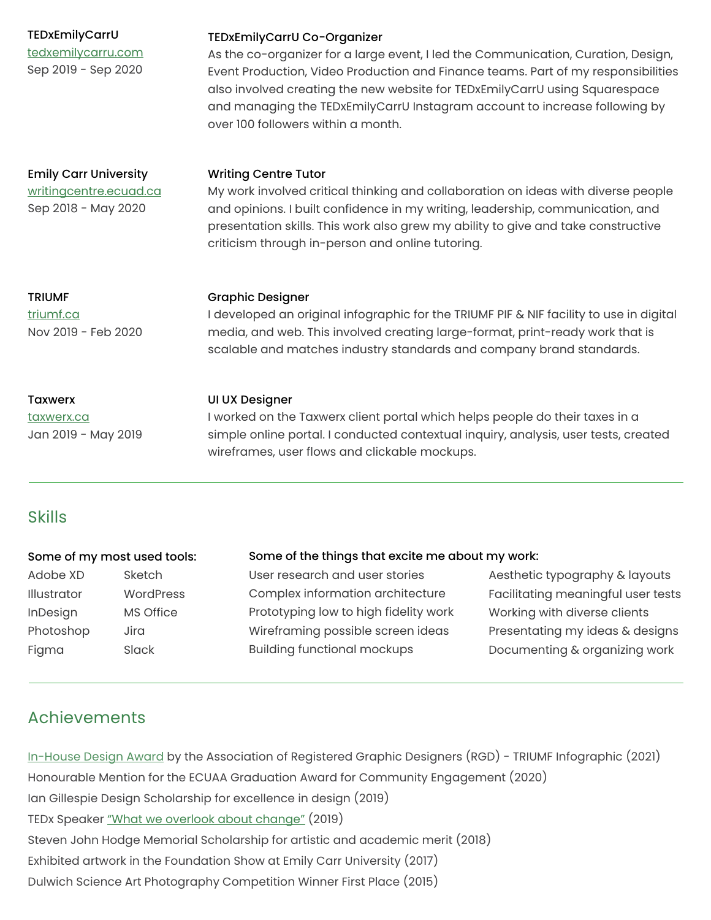**TEDxEmilyCarrU**
[tedxemilycarru.com](tedxemilycarru.com)
Sep 2019 - Sep 2020

**TEDxEmilyCarrU Co-Organizer**
As the co-organizer for a large event, I led the Communication, Curation, Design, Event Production, Video Production and Finance teams. Part of my responsibilities also involved creating the new website for TEDxEmilyCarrU using Squarespace and managing the TEDxEmilyCarrU Instagram account to increase following by over 100 followers within a month.

**Emily Carr University**
[writingcentre.ecuad.ca](writingcentre.ecuad.ca)
Sep 2018 - May 2020

**Writing Centre Tutor**
My work involved critical thinking and collaboration on ideas with diverse people and opinions. I built confidence in my writing, leadership, communication, and presentation skills. This work also grew my ability to give and take constructive criticism through in-person and online tutoring.

**TRIUMF**
[triumf.ca](triumf.ca)
Nov 2019 - Feb 2020

**Graphic Designer**
I developed an original infographic for the TRIUMF PIF & NIF facility to use in digital media, and web. This involved creating large-format, print-ready work that is scalable and matches industry standards and company brand standards.

**Taxwerx**
[taxwerx.ca](taxwerx.ca)
Jan 2019 - May 2019

**UI UX Designer**
I worked on the Taxwerx client portal which helps people do their taxes in a simple online portal. I conducted contextual inquiry, analysis, user tests, created wireframes, user flows and clickable mockups.

---

## Skills

**Some of my most used tools:**

- Adobe XD
- Illustrator
- InDesign
- Photoshop
- Figma
- Sketch
- WordPress
- MS Office
- Jira
- Slack

**Some of the things that excite me about my work:**

- User research and user stories
- Complex information architecture
- Prototyping low to high fidelity work
- Wireframing possible screen ideas
- Building functional mockups
- Aesthetic typography & layouts
- Facilitating meaningful user tests
- Working with diverse clients
- Presentating my ideas & designs
- Documenting & organizing work

---

## Achievements

In-House Design Award by the Association of Registered Graphic Designers (RGD) - TRIUMF Infographic (2021)
Honourable Mention for the ECUAA Graduation Award for Community Engagement (2020)
Ian Gillespie Design Scholarship for excellence in design (2019)
TEDx Speaker "What we overlook about change" (2019)
Steven John Hodge Memorial Scholarship for artistic and academic merit (2018)
Exhibited artwork in the Foundation Show at Emily Carr University (2017)
Dulwich Science Art Photography Competition Winner First Place (2015)